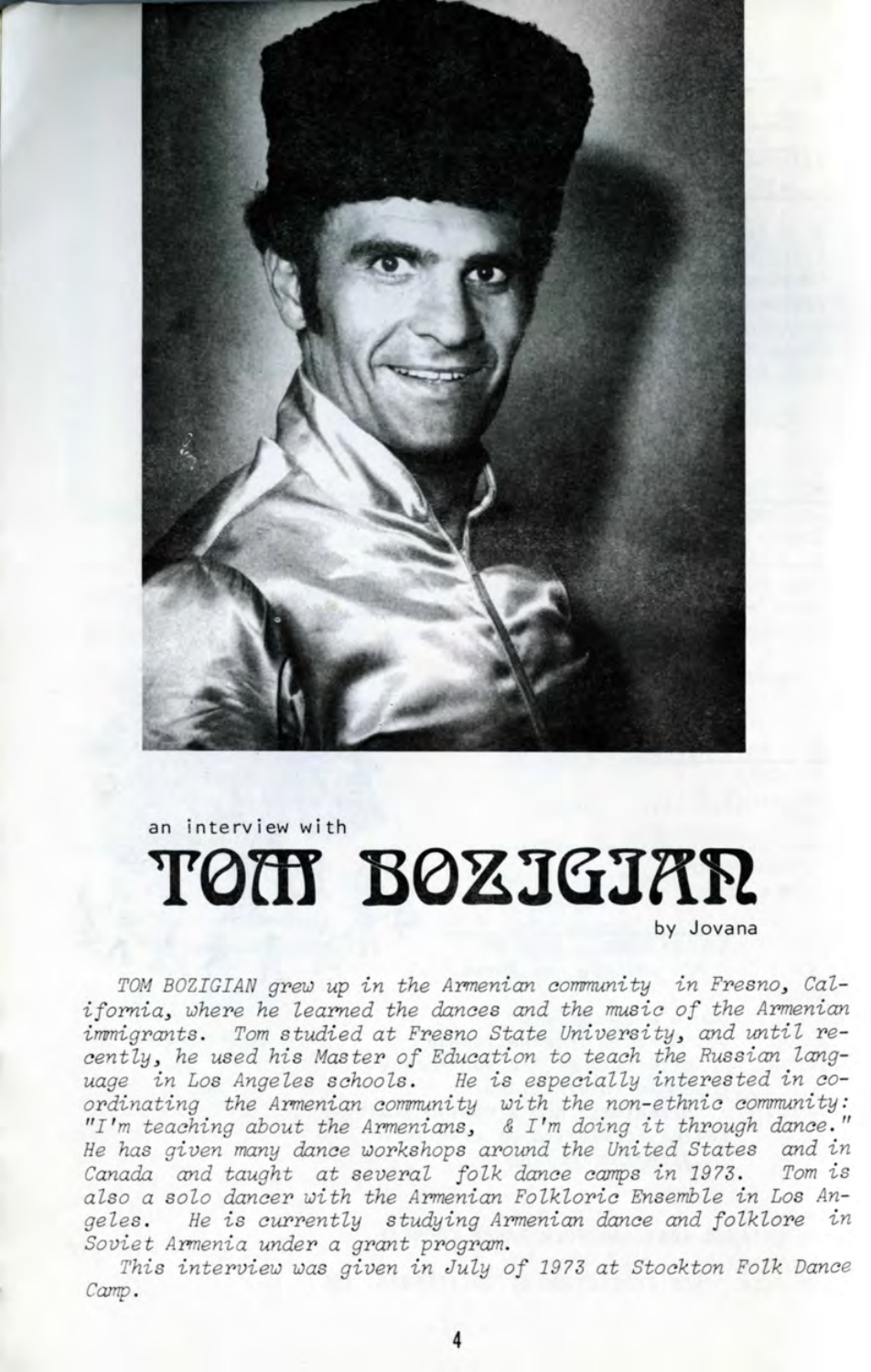an interview with

# TOM BOZIGIAN

by Jovana

*TOM BOZIGIAN grew up in the Armenian community in Fresno, California, where he learned the dances and the music of the Armenian immigrants. Tom studied at Fresno State University, and until recently, he used his Master of Education to teach the Russian language in Los Angeles schools. He is especially interested in coordinating the Armenian community with the non-ethnic community: "I'm teaching about the Armenians, & I'm doing it through dance." He has given many dance workshops around the United States and in Canada and taught at several folk dance camps in 1973. Tom is also a solo dancer with the Armenian Folkloric Ensemble in Los Angeles. He is currently studying Armenian dance and folklore in Soviet Armenia under a grant program.*

*This interview was given in July of 1973 at Stockton Folk Dance Camp.*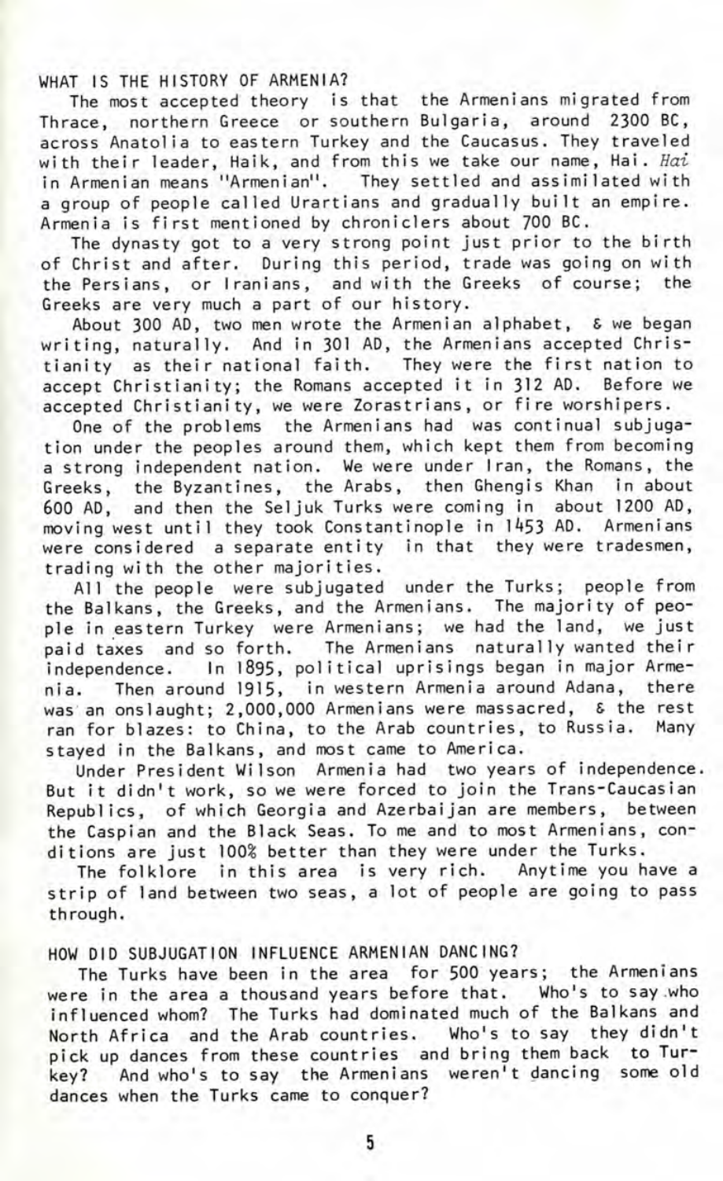## WHAT IS THE HISTORY OF ARMENIA?

The most accepted theory is that the Armenians migrated from Thrace, northern Greece or southern Bulgaria, around 2300 BC, across Anatolia to eastern Turkey and the Caucasus. They traveled with their leader, Haik, and from this we take our name, Hai. *Hai* in Armenian means "Armenian". They settled and assimilated with a group of people called Urartians and gradually built an empire. Armenia is first mentioned by chroniclers about 700 BC.

The dynasty got to a very strong point just prior to the birth of Christ and after. During this period, trade was going on with the Persians, or Iranians, and with the Greeks of course; the Greeks are very much a part of our history.

About 300 AD, two men wrote the Armenian alphabet, & we began writing, naturally. And in 301 AD, the Armenians accepted Christianity as their national faith. They were the first nation to accept Christianity; the Romans accepted it in 312 AD. Before we accepted Christianity, we were Zorastrians, or fire worshipers.

One of the problems the Armenians had was continual subjugation under the peoples around them, which kept them from becoming a strong independent nation. We were under Iran, the Romans, the Greeks, the Byzantines, the Arabs, then Ghengis Khan in about 600 AD, and then the Seljuk Turks were coming in about 1200 AD, moving west until they took Constantinople in 1453 AD. Armenians were considered a separate entity in that they were tradesmen, trading with the other majorities.

All the people were subjugated under the Turks; people from the Balkans, the Greeks, and the Armenians. The majority of people in eastern Turkey were Armenians; we had the land, we just paid taxes and so forth. The Armenians naturally wanted their independence. In 1895, political uprisings began in major Armenia. Then around 1915, in western Armenia around Adana, there was an onslaught; 2,000,000 Armenians were massacred, & the rest ran for blazes: to China, to the Arab countries, to Russia. Many stayed in the Balkans, and most came to America.

Under President Wilson Armenia had two years of independence. But it didn't work, so we were forced to join the Trans-Caucasian Republics, of which Georgia and Azerbaijan are members, between the Caspian and the Black Seas. To me and to most Armenians, conditions are just 100% better than they were under the Turks.

The folklore in this area is very rich. Anytime you have a strip of land between two seas, a lot of people are going to pass through.

## HOW DID SUBJUGATION INFLUENCE ARMENIAN DANCING?

The Turks have been in the area for 500 years; the Armenians were in the area a thousand years before that. Who's to say who influenced whom? The Turks had dominated much of the Balkans and North Africa and the Arab countries. Who's to say they didn't pick up dances from these countries and bring them back to Turkey? And who's to say the Armenians weren't dancing some old dances when the Turks came to conquer?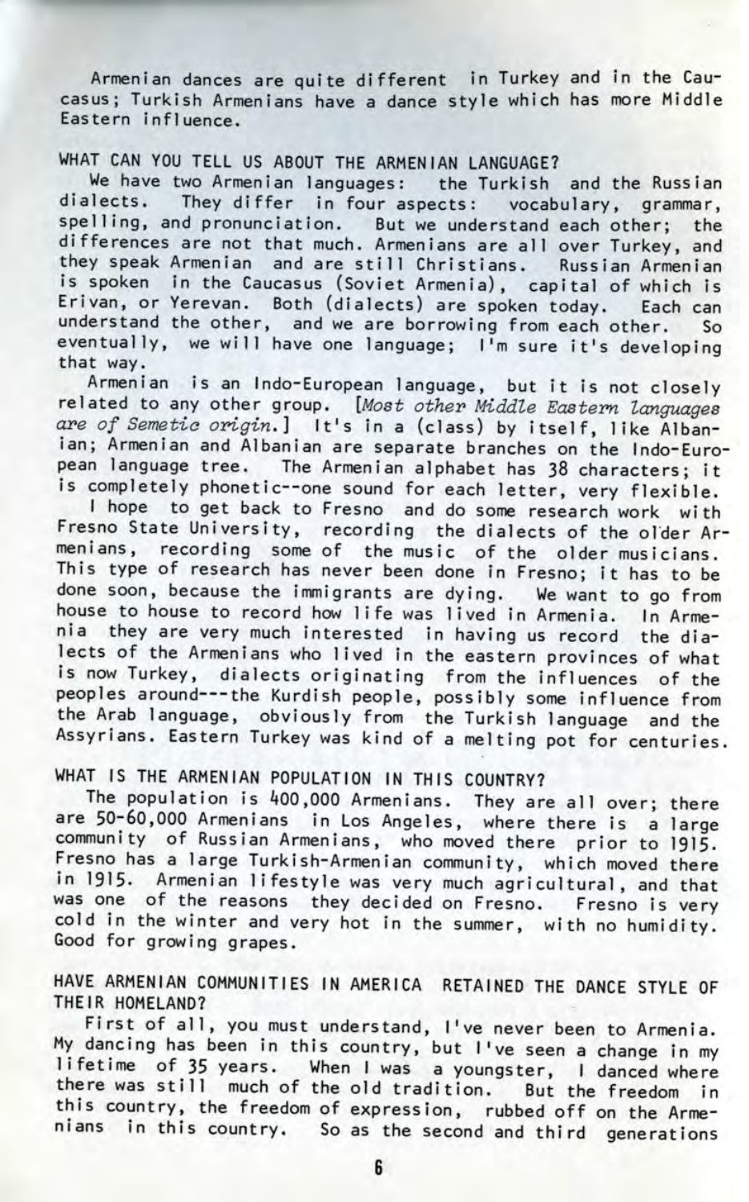Armenian dances are quite different in Turkey and in the Caucasus; Turkish Armenians have a dance style which has more Middle Eastern influence.

## WHAT CAN YOU TELL US ABOUT THE ARMENIAN LANGUAGE?

We have two Armenian languages: the Turkish and the Russian dialects. They differ in four aspects: vocabulary, grammar, spelling, and pronunciation. But we understand each other; the differences are not that much. Armenians are all over Turkey, and they speak Armenian and are still Christians. Russian Armenian is spoken in the Caucasus (Soviet Armenia), capital of which is Erivan, or Yerevan. Both (dialects) are spoken today. Each can understand the other, and we are borrowing from each other. So eventually, we will have one language; I'm sure it's developing that way.

Armenian is an Indo-European language, but it is not closely related to any other group. [*Most other Middle Eastern languages are of Semetic origin.*] It's in a (class) by itself, like Albanian; Armenian and Albanian are separate branches on the Indo-European language tree. The Armenian alphabet has 38 characters; it is completely phonetic--one sound for each letter, very flexible.

I hope to get back to Fresno and do some research work with Fresno State University, recording the dialects of the older Armenians, recording some of the music of the older musicians. This type of research has never been done in Fresno; it has to be done soon, because the immigrants are dying. We want to go from house to house to record how life was lived in Armenia. In Armenia they are very much interested in having us record the dialects of the Armenians who lived in the eastern provinces of what is now Turkey, dialects originating from the influences of the peoples around---the Kurdish people, possibly some influence from the Arab language, obviously from the Turkish language and the Assyrians. Eastern Turkey was kind of a melting pot for centuries.

## WHAT IS THE ARMENIAN POPULATION IN THIS COUNTRY?

The population is 400,000 Armenians. They are all over; there are 50-60,000 Armenians in Los Angeles, where there is a large community of Russian Armenians, who moved there prior to 1915. Fresno has a large Turkish-Armenian community, which moved there in 1915. Armenian lifestyle was very much agricultural, and that was one of the reasons they decided on Fresno. Fresno is very cold in the winter and very hot in the summer, with no humidity. Good for growing grapes.

## HAVE ARMENIAN COMMUNITIES IN AMERICA RETAINED THE DANCE STYLE OF THEIR HOMELAND?

First of all, you must understand, I've never been to Armenia. My dancing has been in this country, but I've seen a change in my lifetime of 35 years. When I was a youngster, I danced where there was still much of the old tradition. But the freedom in this country, the freedom of expression, rubbed off on the Armenians in this country. So as the second and third generations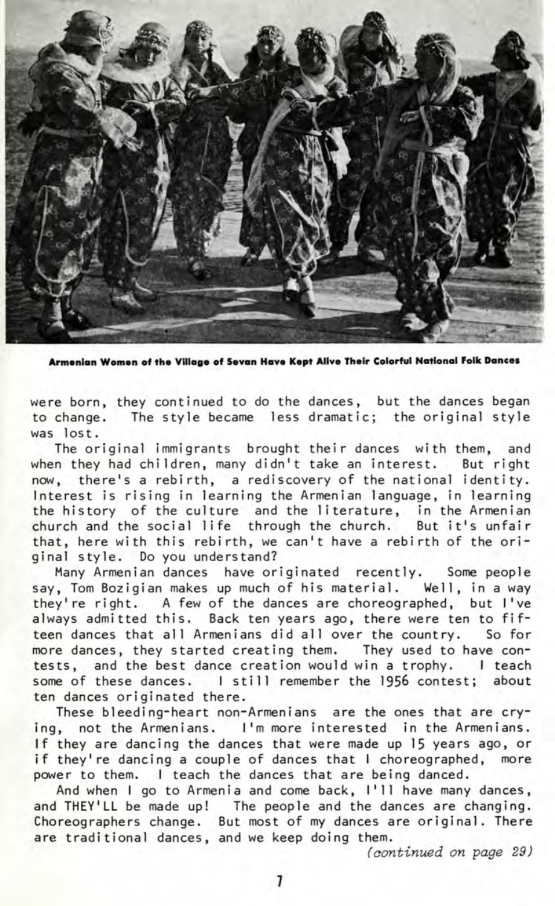**Armenian Women of the Village of Sevan Have Kept Alive Their Colorful National Folk Dances**

were born, they continued to do the dances, but the dances began to change. The style became less dramatic; the original style was lost.

The original immigrants brought their dances with them, and when they had children, many didn't take an interest. But right now, there's a rebirth, a rediscovery of the national identity. Interest is rising in learning the Armenian language, in learning the history of the culture and the literature, in the Armenian church and the social life through the church. But it's unfair that, here with this rebirth, we can't have a rebirth of the original style. Do you understand?

Many Armenian dances have originated recently. Some people say, Tom Bozigian makes up much of his material. Well, in a way they're right. A few of the dances are choreographed, but I've always admitted this. Back ten years ago, there were ten to fifteen dances that all Armenians did all over the country. So for more dances, they started creating them. They used to have contests, and the best dance creation would win a trophy. I teach some of these dances. I still remember the 1956 contest; about ten dances originated there.

These bleeding-heart non-Armenians are the ones that are crying, not the Armenians. I'm more interested in the Armenians. If they are dancing the dances that were made up 15 years ago, or if they're dancing a couple of dances that I choreographed, more power to them. I teach the dances that are being danced.

And when I go to Armenia and come back, I'll have many dances, and THEY'LL be made up! The people and the dances are changing. Choreographers change. But most of my dances are original. There are traditional dances, and we keep doing them.

*(continued on page 29)*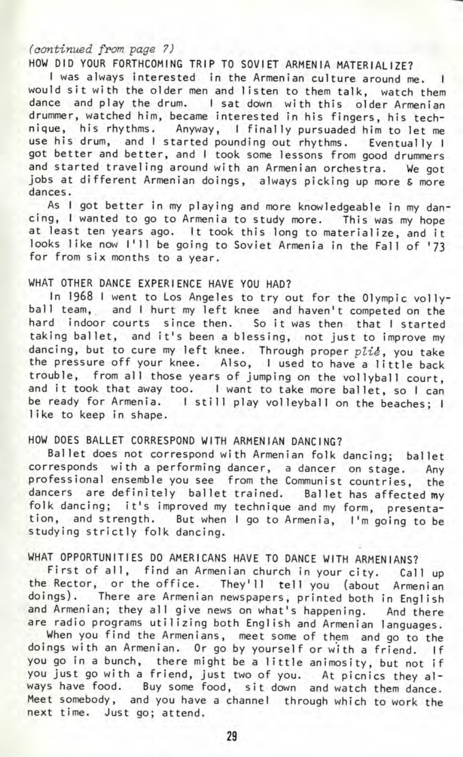*(continued from page 7)*

HOW DID YOUR FORTHCOMING TRIP TO SOVIET ARMENIA MATERIALIZE?

I was always interested in the Armenian culture around me. I would sit with the older men and listen to them talk, watch them dance and play the drum. I sat down with this older Armenian drummer, watched him, became interested in his fingers, his technique, his rhythms. Anyway, I finally pursuaded him to let me use his drum, and I started pounding out rhythms. Eventually I got better and better, and I took some lessons from good drummers and started traveling around with an Armenian orchestra. We got jobs at different Armenian doings, always picking up more & more dances.

As I got better in my playing and more knowledgeable in my dancing, I wanted to go to Armenia to study more. This was my hope at least ten years ago. It took this long to materialize, and it looks like now I'll be going to Soviet Armenia in the Fall of '73 for from six months to a year.

WHAT OTHER DANCE EXPERIENCE HAVE YOU HAD?

In 1968 I went to Los Angeles to try out for the Olympic vollyball team, and I hurt my left knee and haven't competed on the hard indoor courts since then. So it was then that I started taking ballet, and it's been a blessing, not just to improve my dancing, but to cure my left knee. Through proper *plié*, you take the pressure off your knee. Also, I used to have a little back trouble, from all those years of jumping on the vollyball court, and it took that away too. I want to take more ballet, so I can be ready for Armenia. I still play volleyball on the beaches; I like to keep in shape.

HOW DOES BALLET CORRESPOND WITH ARMENIAN DANCING?

Ballet does not correspond with Armenian folk dancing; ballet corresponds with a performing dancer, a dancer on stage. Any professional ensemble you see from the Communist countries, the dancers are definitely ballet trained. Ballet has affected my folk dancing; it's improved my technique and my form, presentation, and strength. But when I go to Armenia, I'm going to be studying strictly folk dancing.

WHAT OPPORTUNITIES DO AMERICANS HAVE TO DANCE WITH ARMENIANS?

First of all, find an Armenian church in your city. Call up the Rector, or the office. They'll tell you (about Armenian doings). There are Armenian newspapers, printed both in English and Armenian; they all give news on what's happening. And there are radio programs utilizing both English and Armenian languages.

When you find the Armenians, meet some of them and go to the doings with an Armenian. Or go by yourself or with a friend. If you go in a bunch, there might be a little animosity, but not if you just go with a friend, just two of you. At picnics they always have food. Buy some food, sit down and watch them dance. Meet somebody, and you have a channel through which to work the next time. Just go; attend.